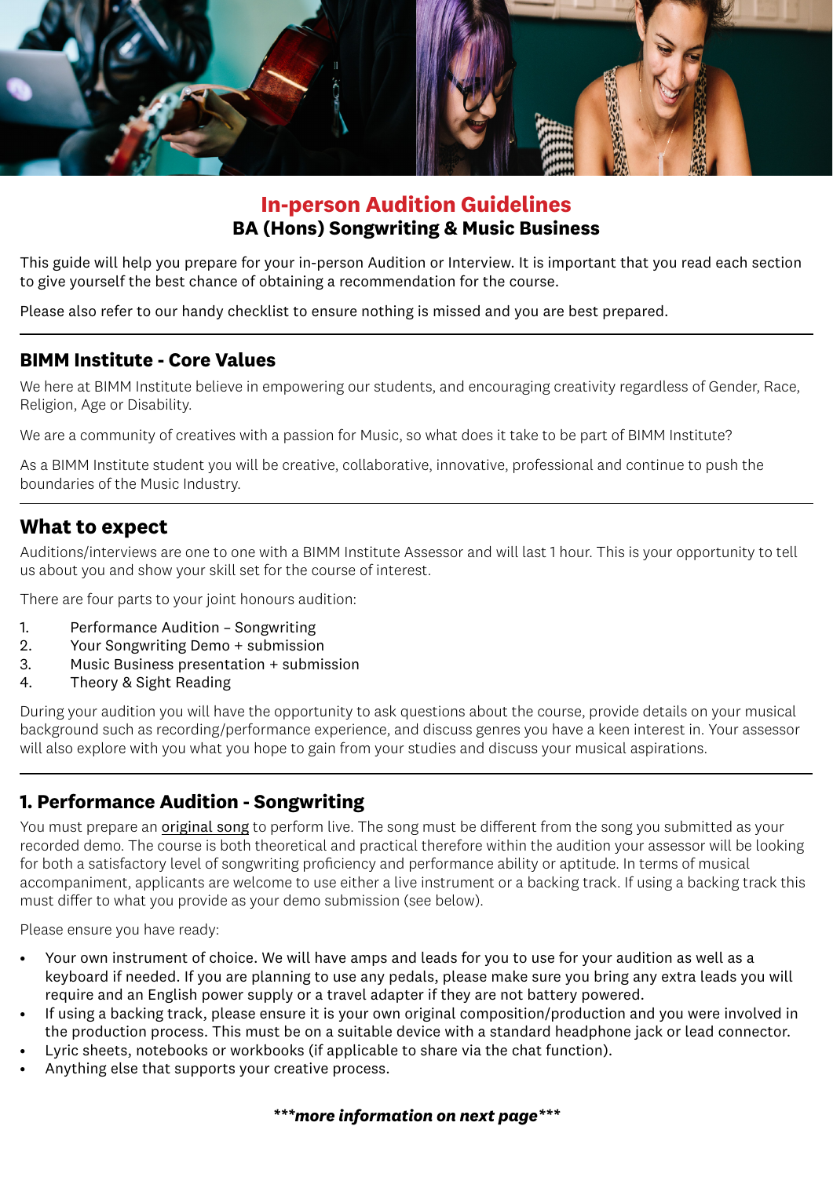# In-person Audition Guidelines
## BA (Hons) Songwriting & Music Business

This guide will help you prepare for your in-person Audition or Interview. It is important that you read each section to give yourself the best chance of obtaining a recommendation for the course.

Please also refer to our handy checklist to ensure nothing is missed and you are best prepared.

---

### BIMM Institute - Core Values

We here at BIMM Institute believe in empowering our students, and encouraging creativity regardless of Gender, Race, Religion, Age or Disability.

We are a community of creatives with a passion for Music, so what does it take to be part of BIMM Institute?

As a BIMM Institute student you will be creative, collaborative, innovative, professional and continue to push the boundaries of the Music Industry.

---

## What to expect

Auditions/interviews are one to one with a BIMM Institute Assessor and will last 1 hour. This is your opportunity to tell us about you and show your skill set for the course of interest.

There are four parts to your joint honours audition:

1. Performance Audition – Songwriting
2. Your Songwriting Demo + submission
3. Music Business presentation + submission
4. Theory & Sight Reading

During your audition you will have the opportunity to ask questions about the course, provide details on your musical background such as recording/performance experience, and discuss genres you have a keen interest in. Your assessor will also explore with you what you hope to gain from your studies and discuss your musical aspirations.

---

## 1. Performance Audition - Songwriting

You must prepare an original song to perform live. The song must be different from the song you submitted as your recorded demo. The course is both theoretical and practical therefore within the audition your assessor will be looking for both a satisfactory level of songwriting proficiency and performance ability or aptitude. In terms of musical accompaniment, applicants are welcome to use either a live instrument or a backing track. If using a backing track this must differ to what you provide as your demo submission (see below).

Please ensure you have ready:

- Your own instrument of choice. We will have amps and leads for you to use for your audition as well as a keyboard if needed. If you are planning to use any pedals, please make sure you bring any extra leads you will require and an English power supply or a travel adapter if they are not battery powered.
- If using a backing track, please ensure it is your own original composition/production and you were involved in the production process. This must be on a suitable device with a standard headphone jack or lead connector.
- Lyric sheets, notebooks or workbooks (if applicable to share via the chat function).
- Anything else that supports your creative process.

***more information on next page***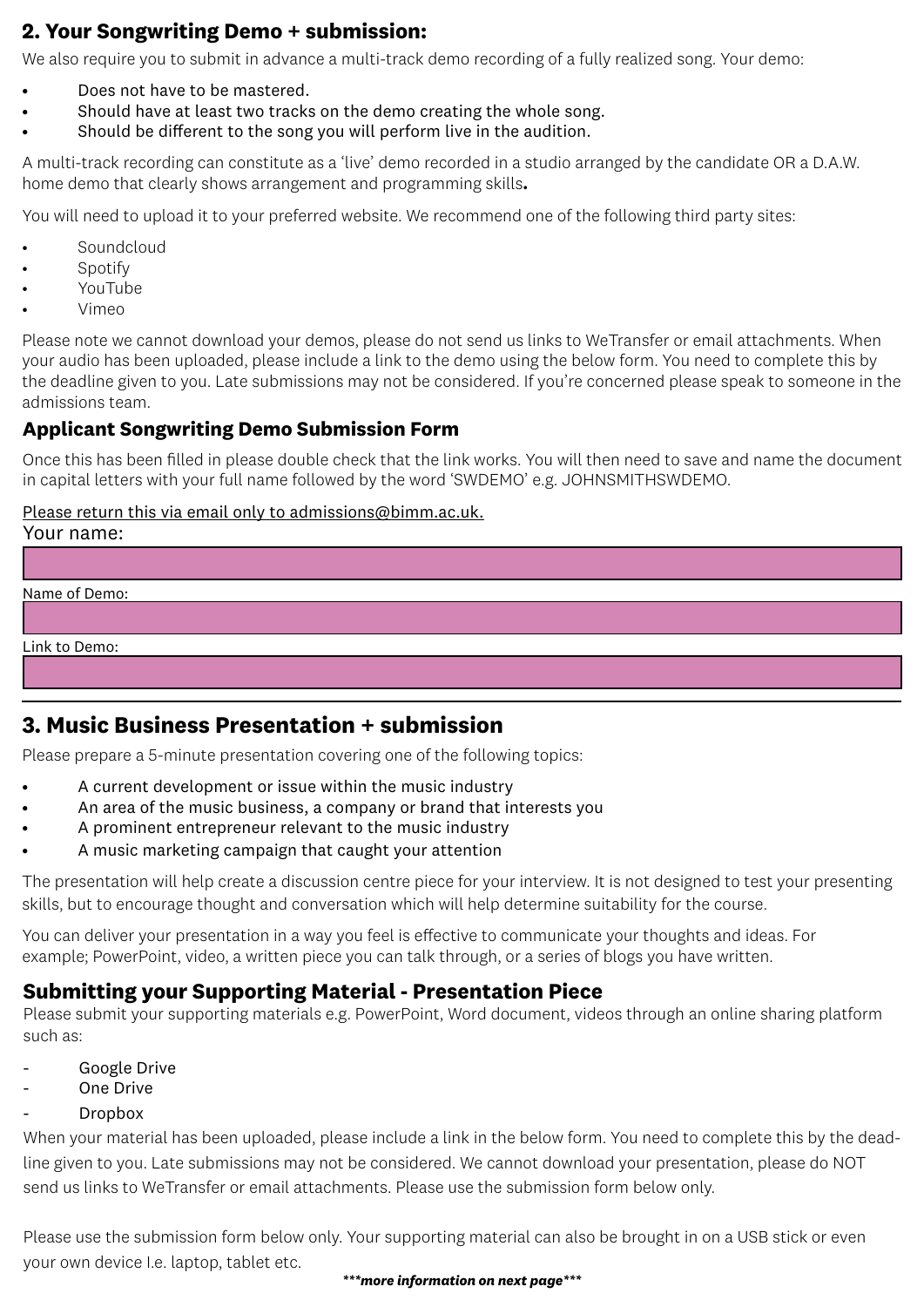## 2. Your Songwriting Demo + submission:

We also require you to submit in advance a multi-track demo recording of a fully realized song. Your demo:

- Does not have to be mastered.
- Should have at least two tracks on the demo creating the whole song.
- Should be different to the song you will perform live in the audition.

A multi-track recording can constitute as a 'live' demo recorded in a studio arranged by the candidate OR a D.A.W. home demo that clearly shows arrangement and programming skills**.**

You will need to upload it to your preferred website. We recommend one of the following third party sites:

- Soundcloud
- Spotify
- YouTube
- Vimeo

Please note we cannot download your demos, please do not send us links to WeTransfer or email attachments. When your audio has been uploaded, please include a link to the demo using the below form. You need to complete this by the deadline given to you. Late submissions may not be considered. If you're concerned please speak to someone in the admissions team.

### Applicant Songwriting Demo Submission Form

Once this has been filled in please double check that the link works. You will then need to save and name the document in capital letters with your full name followed by the word 'SWDEMO' e.g. JOHNSMITHSWDEMO.

Please return this via email only to admissions@bimm.ac.uk.

Your name:

Name of Demo:

Link to Demo:

---

## 3. Music Business Presentation + submission

Please prepare a 5-minute presentation covering one of the following topics:

- A current development or issue within the music industry
- An area of the music business, a company or brand that interests you
- A prominent entrepreneur relevant to the music industry
- A music marketing campaign that caught your attention

The presentation will help create a discussion centre piece for your interview. It is not designed to test your presenting skills, but to encourage thought and conversation which will help determine suitability for the course.

You can deliver your presentation in a way you feel is effective to communicate your thoughts and ideas. For example; PowerPoint, video, a written piece you can talk through, or a series of blogs you have written.

### Submitting your Supporting Material - Presentation Piece

Please submit your supporting materials e.g. PowerPoint, Word document, videos through an online sharing platform such as:

- Google Drive
- One Drive
- Dropbox

When your material has been uploaded, please include a link in the below form. You need to complete this by the deadline given to you. Late submissions may not be considered. We cannot download your presentation, please do NOT send us links to WeTransfer or email attachments. Please use the submission form below only.

Please use the submission form below only. Your supporting material can also be brought in on a USB stick or even your own device I.e. laptop, tablet etc.

***\*\*\*more information on next page\*\*\****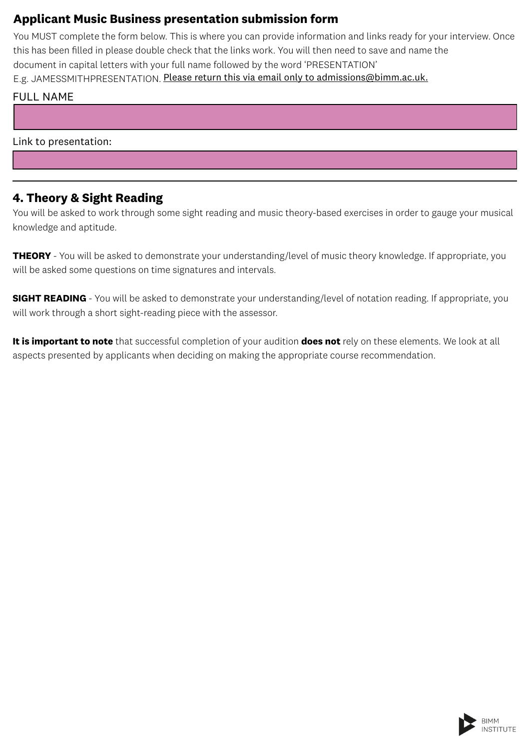## Applicant Music Business presentation submission form

You MUST complete the form below. This is where you can provide information and links ready for your interview. Once this has been filled in please double check that the links work. You will then need to save and name the document in capital letters with your full name followed by the word 'PRESENTATION' E.g. JAMESSMITHPRESENTATION. Please return this via email only to admissions@bimm.ac.uk.

FULL NAME

Link to presentation:

---

## 4. Theory & Sight Reading

You will be asked to work through some sight reading and music theory-based exercises in order to gauge your musical knowledge and aptitude.

**THEORY** - You will be asked to demonstrate your understanding/level of music theory knowledge. If appropriate, you will be asked some questions on time signatures and intervals.

**SIGHT READING** - You will be asked to demonstrate your understanding/level of notation reading. If appropriate, you will work through a short sight-reading piece with the assessor.

**It is important to note** that successful completion of your audition **does not** rely on these elements. We look at all aspects presented by applicants when deciding on making the appropriate course recommendation.